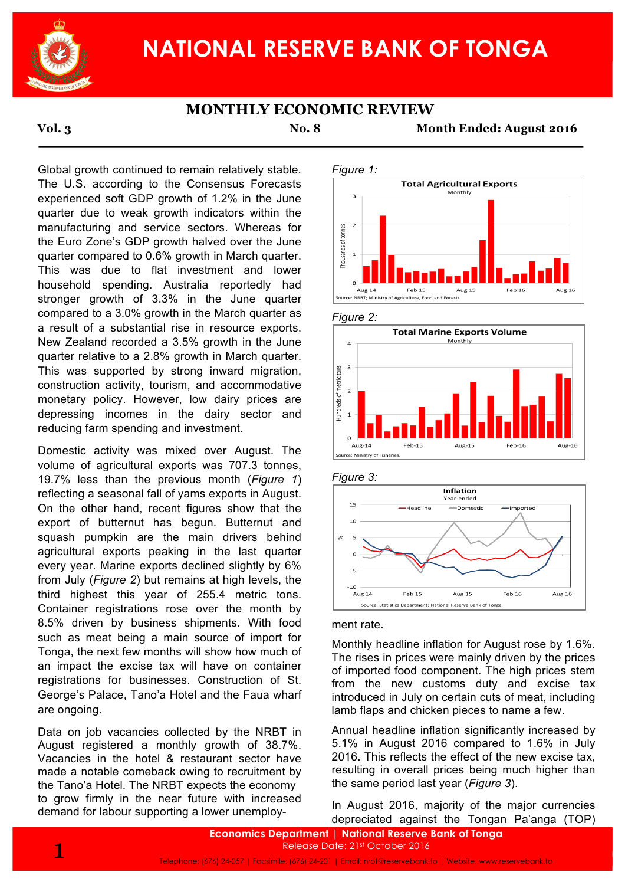# NATIONAL RESERVE BANK OF TONGA

## MONTHLY ECONOMIC REVIEW

**Vol. 3** **No. 8** **Month Ended: August 2016**

Global growth continued to remain relatively stable. The U.S. according to the Consensus Forecasts experienced soft GDP growth of 1.2% in the June quarter due to weak growth indicators within the manufacturing and service sectors. Whereas for the Euro Zone's GDP growth halved over the June quarter compared to 0.6% growth in March quarter. This was due to flat investment and lower household spending. Australia reportedly had stronger growth of 3.3% in the June quarter compared to a 3.0% growth in the March quarter as a result of a substantial rise in resource exports. New Zealand recorded a 3.5% growth in the June quarter relative to a 2.8% growth in March quarter. This was supported by strong inward migration, construction activity, tourism, and accommodative monetary policy. However, low dairy prices are depressing incomes in the dairy sector and reducing farm spending and investment.

Domestic activity was mixed over August. The volume of agricultural exports was 707.3 tonnes, 19.7% less than the previous month (*Figure 1*) reflecting a seasonal fall of yams exports in August. On the other hand, recent figures show that the export of butternut has begun. Butternut and squash pumpkin are the main drivers behind agricultural exports peaking in the last quarter every year. Marine exports declined slightly by 6% from July (*Figure 2*) but remains at high levels, the third highest this year of 255.4 metric tons. Container registrations rose over the month by 8.5% driven by business shipments. With food such as meat being a main source of import for Tonga, the next few months will show how much of an impact the excise tax will have on container registrations for businesses. Construction of St. George's Palace, Tano'a Hotel and the Faua wharf are ongoing.

Data on job vacancies collected by the NRBT in August registered a monthly growth of 38.7%. Vacancies in the hotel & restaurant sector have made a notable comeback owing to recruitment by the Tano'a Hotel. The NRBT expects the economy to grow firmly in the near future with increased demand for labour supporting a lower unemployment rate.

*Figure 1:*

**Total Agricultural Exports** (Monthly)

Source: NRBT; Ministry of Agriculture, Food and Forests.

*Figure 2:*

**Total Marine Exports Volume** (Monthly)

Source: Ministry of Fisheries.

*Figure 3:*

**Inflation** (Year-ended)

Source: Statistics Department; National Reserve Bank of Tonga

Monthly headline inflation for August rose by 1.6%. The rises in prices were mainly driven by the prices of imported food component. The high prices stem from the new customs duty and excise tax introduced in July on certain cuts of meat, including lamb flaps and chicken pieces to name a few.

Annual headline inflation significantly increased by 5.1% in August 2016 compared to 1.6% in July 2016. This reflects the effect of the new excise tax, resulting in overall prices being much higher than the same period last year (*Figure 3*).

In August 2016, majority of the major currencies depreciated against the Tongan Pa'anga (TOP)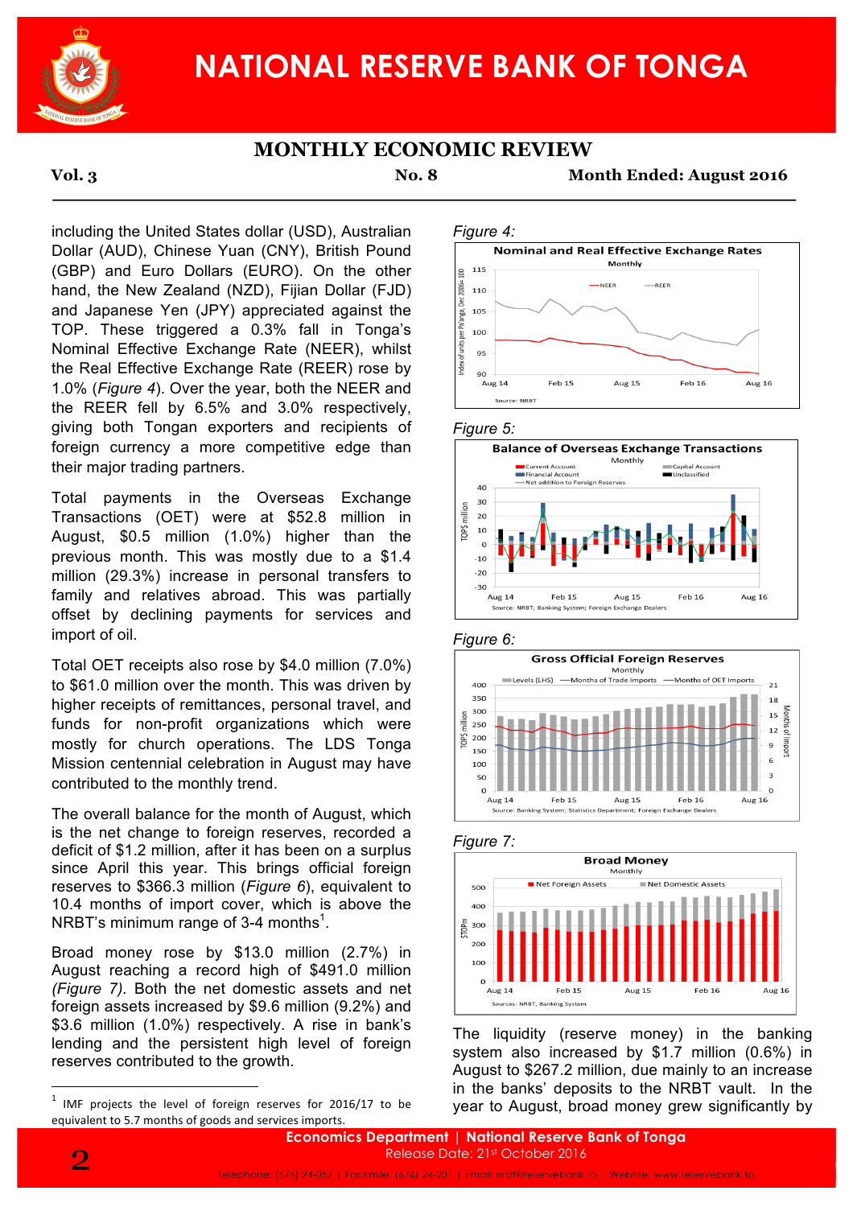including the United States dollar (USD), Australian Dollar (AUD), Chinese Yuan (CNY), British Pound (GBP) and Euro Dollars (EURO). On the other hand, the New Zealand (NZD), Fijian Dollar (FJD) and Japanese Yen (JPY) appreciated against the TOP. These triggered a 0.3% fall in Tonga's Nominal Effective Exchange Rate (NEER), whilst the Real Effective Exchange Rate (REER) rose by 1.0% (*Figure 4*). Over the year, both the NEER and the REER fell by 6.5% and 3.0% respectively, giving both Tongan exporters and recipients of foreign currency a more competitive edge than their major trading partners.

Total payments in the Overseas Exchange Transactions (OET) were at $52.8 million in August, $0.5 million (1.0%) higher than the previous month. This was mostly due to a $1.4 million (29.3%) increase in personal transfers to family and relatives abroad. This was partially offset by declining payments for services and import of oil.

Total OET receipts also rose by $4.0 million (7.0%) to $61.0 million over the month. This was driven by higher receipts of remittances, personal travel, and funds for non-profit organizations which were mostly for church operations. The LDS Tonga Mission centennial celebration in August may have contributed to the monthly trend.

The overall balance for the month of August, which is the net change to foreign reserves, recorded a deficit of $1.2 million, after it has been on a surplus since April this year. This brings official foreign reserves to $366.3 million (*Figure 6*), equivalent to 10.4 months of import cover, which is above the NRBT's minimum range of 3-4 months[1].

Broad money rose by $13.0 million (2.7%) in August reaching a record high of $491.0 million *(Figure 7)*. Both the net domestic assets and net foreign assets increased by $9.6 million (9.2%) and $3.6 million (1.0%) respectively. A rise in bank's lending and the persistent high level of foreign reserves contributed to the growth.

*Figure 4:*

**Nominal and Real Effective Exchange Rates**

*Figure 5:*

**Balance of Overseas Exchange Transactions**

*Figure 6:*

**Gross Official Foreign Reserves**

*Figure 7:*

**Broad Money**

The liquidity (reserve money) in the banking system also increased by $1.7 million (0.6%) in August to $267.2 million, due mainly to an increase in the banks' deposits to the NRBT vault. In the year to August, broad money grew significantly by

[1] IMF projects the level of foreign reserves for 2016/17 to be equivalent to 5.7 months of goods and services imports.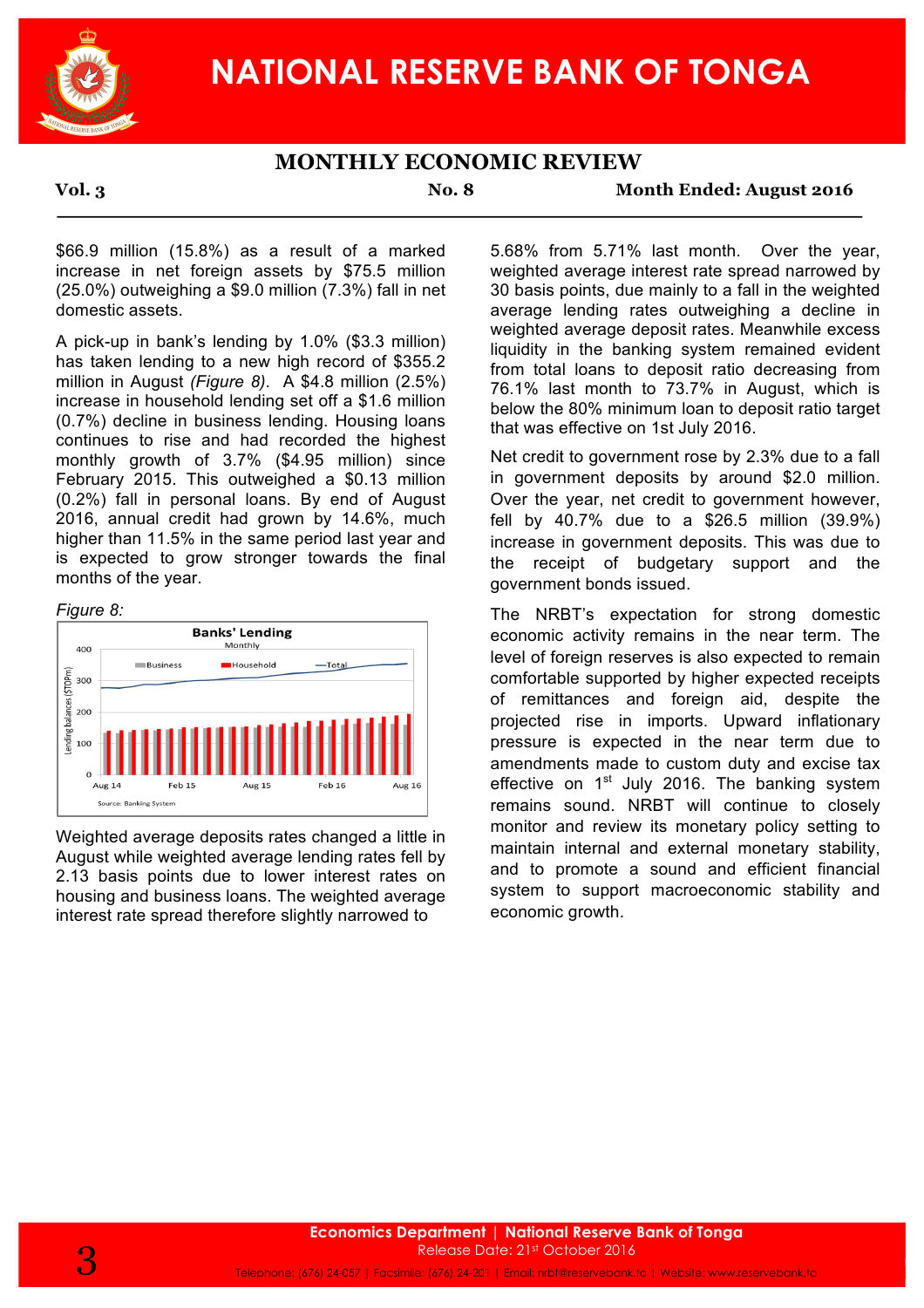$66.9 million (15.8%) as a result of a marked increase in net foreign assets by $75.5 million (25.0%) outweighing a $9.0 million (7.3%) fall in net domestic assets.

A pick-up in bank's lending by 1.0% ($3.3 million) has taken lending to a new high record of $355.2 million in August *(Figure 8)*. A $4.8 million (2.5%) increase in household lending set off a $1.6 million (0.7%) decline in business lending. Housing loans continues to rise and had recorded the highest monthly growth of 3.7% ($4.95 million) since February 2015. This outweighed a $0.13 million (0.2%) fall in personal loans. By end of August 2016, annual credit had grown by 14.6%, much higher than 11.5% in the same period last year and is expected to grow stronger towards the final months of the year.

*Figure 8:*

Banks' Lending
Monthly
400
300
200
100
0
Business
Household
Total
Lending balances ($TOPm)
Aug 14
Feb 15
Aug 15
Feb 16
Aug 16
Source: Banking System

Weighted average deposits rates changed a little in August while weighted average lending rates fell by 2.13 basis points due to lower interest rates on housing and business loans. The weighted average interest rate spread therefore slightly narrowed to 5.68% from 5.71% last month. Over the year, weighted average interest rate spread narrowed by 30 basis points, due mainly to a fall in the weighted average lending rates outweighing a decline in weighted average deposit rates. Meanwhile excess liquidity in the banking system remained evident from total loans to deposit ratio decreasing from 76.1% last month to 73.7% in August, which is below the 80% minimum loan to deposit ratio target that was effective on 1st July 2016.

Net credit to government rose by 2.3% due to a fall in government deposits by around $2.0 million. Over the year, net credit to government however, fell by 40.7% due to a $26.5 million (39.9%) increase in government deposits. This was due to the receipt of budgetary support and the government bonds issued.

The NRBT's expectation for strong domestic economic activity remains in the near term. The level of foreign reserves is also expected to remain comfortable supported by higher expected receipts of remittances and foreign aid, despite the projected rise in imports. Upward inflationary pressure is expected in the near term due to amendments made to custom duty and excise tax effective on 1st July 2016. The banking system remains sound. NRBT will continue to closely monitor and review its monetary policy setting to maintain internal and external monetary stability, and to promote a sound and efficient financial system to support macroeconomic stability and economic growth.